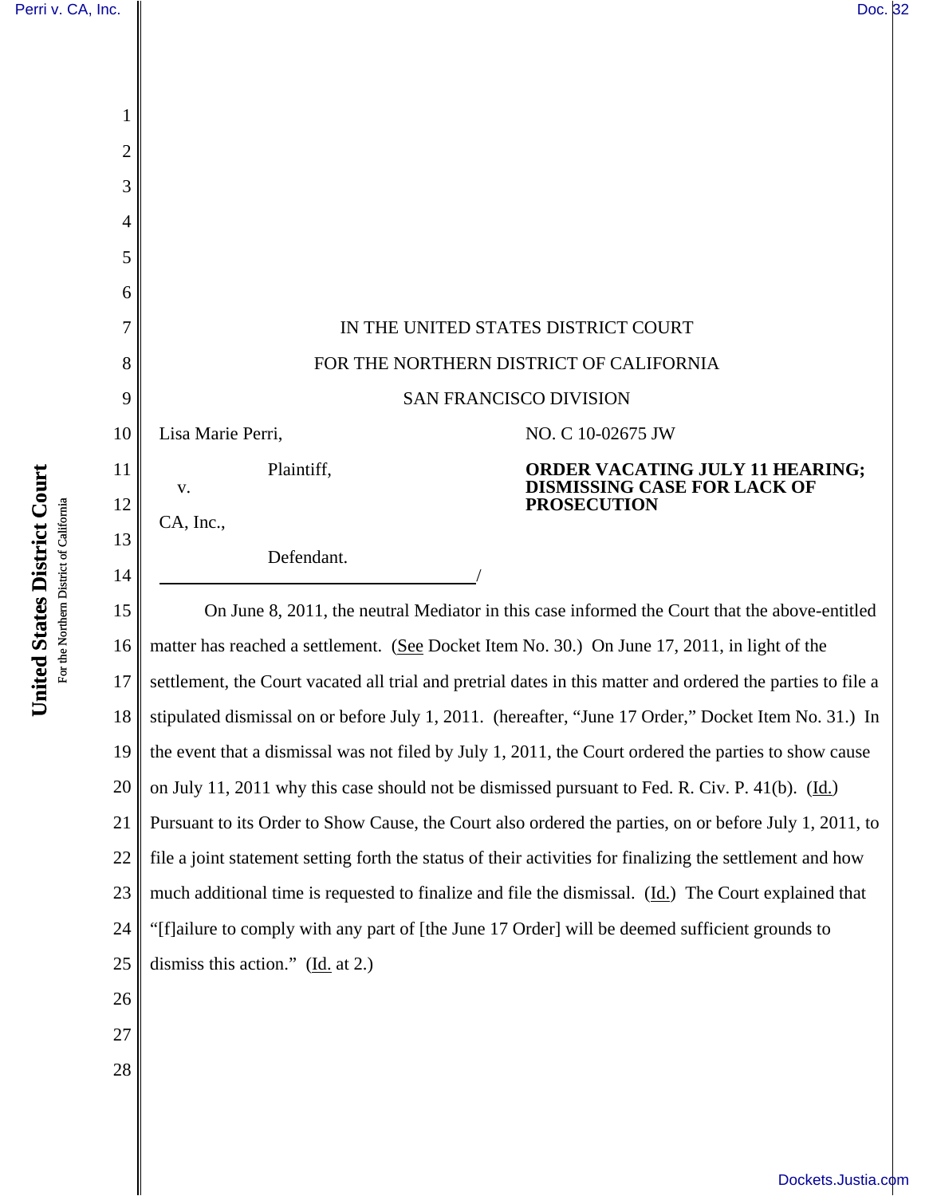IN THE UNITED STATES DISTRICT COURT

FOR THE NORTHERN DISTRICT OF CALIFORNIA

SAN FRANCISCO DIVISION

Lisa Marie Perri,

Plaintiff,

v.

CA, Inc.,

Defendant.

/

NO. C 10-02675 JW

**ORDER VACATING JULY 11 HEARING; DISMISSING CASE FOR LACK OF PROSECUTION**

On June 8, 2011, the neutral Mediator in this case informed the Court that the above-entitled matter has reached a settlement. (See Docket Item No. 30.) On June 17, 2011, in light of the settlement, the Court vacated all trial and pretrial dates in this matter and ordered the parties to file a stipulated dismissal on or before July 1, 2011. (hereafter, "June 17 Order," Docket Item No. 31.) In the event that a dismissal was not filed by July 1, 2011, the Court ordered the parties to show cause on July 11, 2011 why this case should not be dismissed pursuant to Fed. R. Civ. P. 41(b). (Id.) Pursuant to its Order to Show Cause, the Court also ordered the parties, on or before July 1, 2011, to file a joint statement setting forth the status of their activities for finalizing the settlement and how much additional time is requested to finalize and file the dismissal. (Id.) The Court explained that "[f]ailure to comply with any part of [the June 17 Order] will be deemed sufficient grounds to dismiss this action." (Id. at 2.)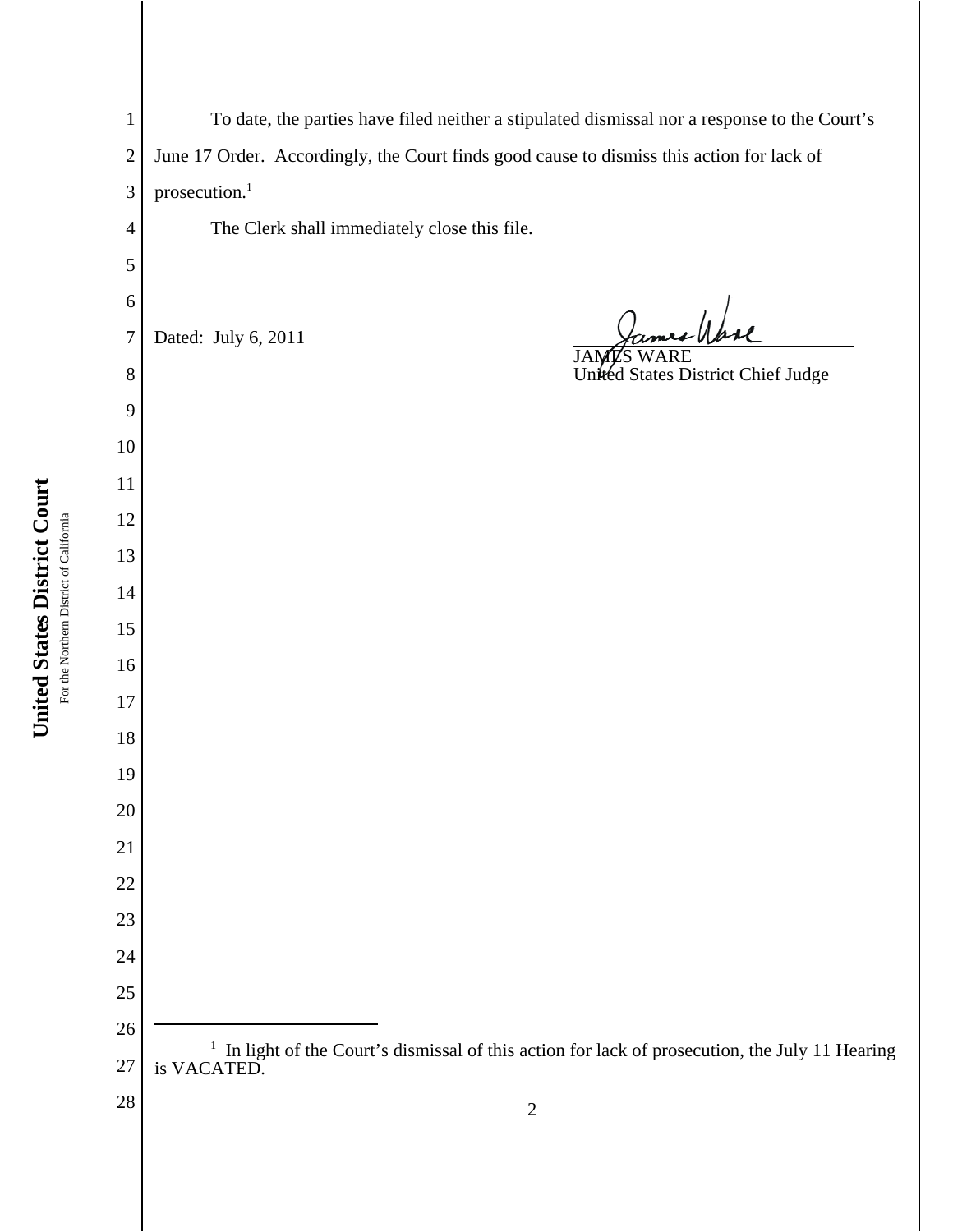To date, the parties have filed neither a stipulated dismissal nor a response to the Court's June 17 Order. Accordingly, the Court finds good cause to dismiss this action for lack of prosecution.[1]

The Clerk shall immediately close this file.

Dated: July 6, 2011

JAMES WARE
United States District Chief Judge

---

[1] In light of the Court's dismissal of this action for lack of prosecution, the July 11 Hearing is VACATED.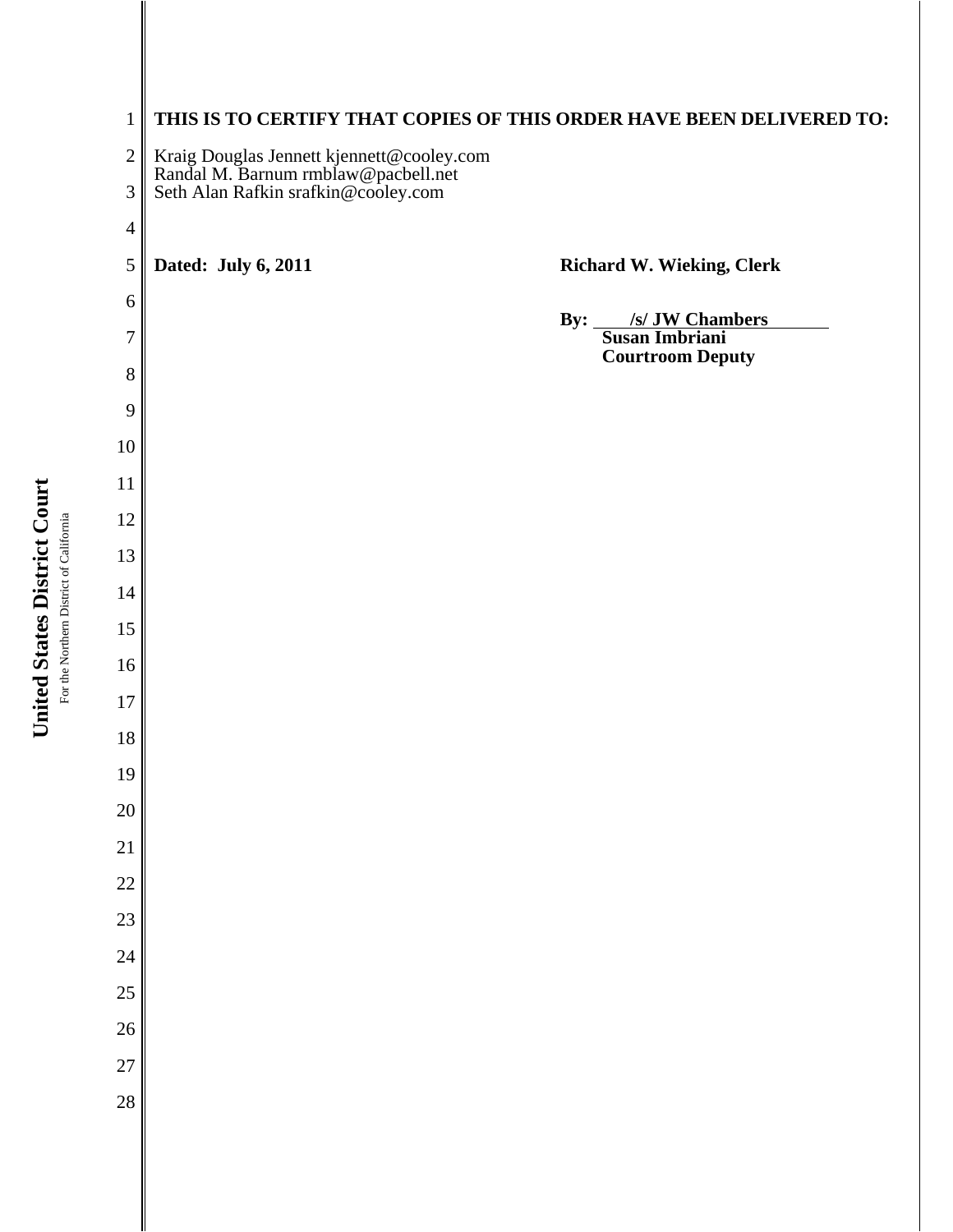**THIS IS TO CERTIFY THAT COPIES OF THIS ORDER HAVE BEEN DELIVERED TO:**

Kraig Douglas Jennett kjennett@cooley.com
Randal M. Barnum rmblaw@pacbell.net
Seth Alan Rafkin srafkin@cooley.com

**Dated: July 6, 2011**

**Richard W. Wieking, Clerk**

**By: /s/ JW Chambers**
**Susan Imbriani**
**Courtroom Deputy**